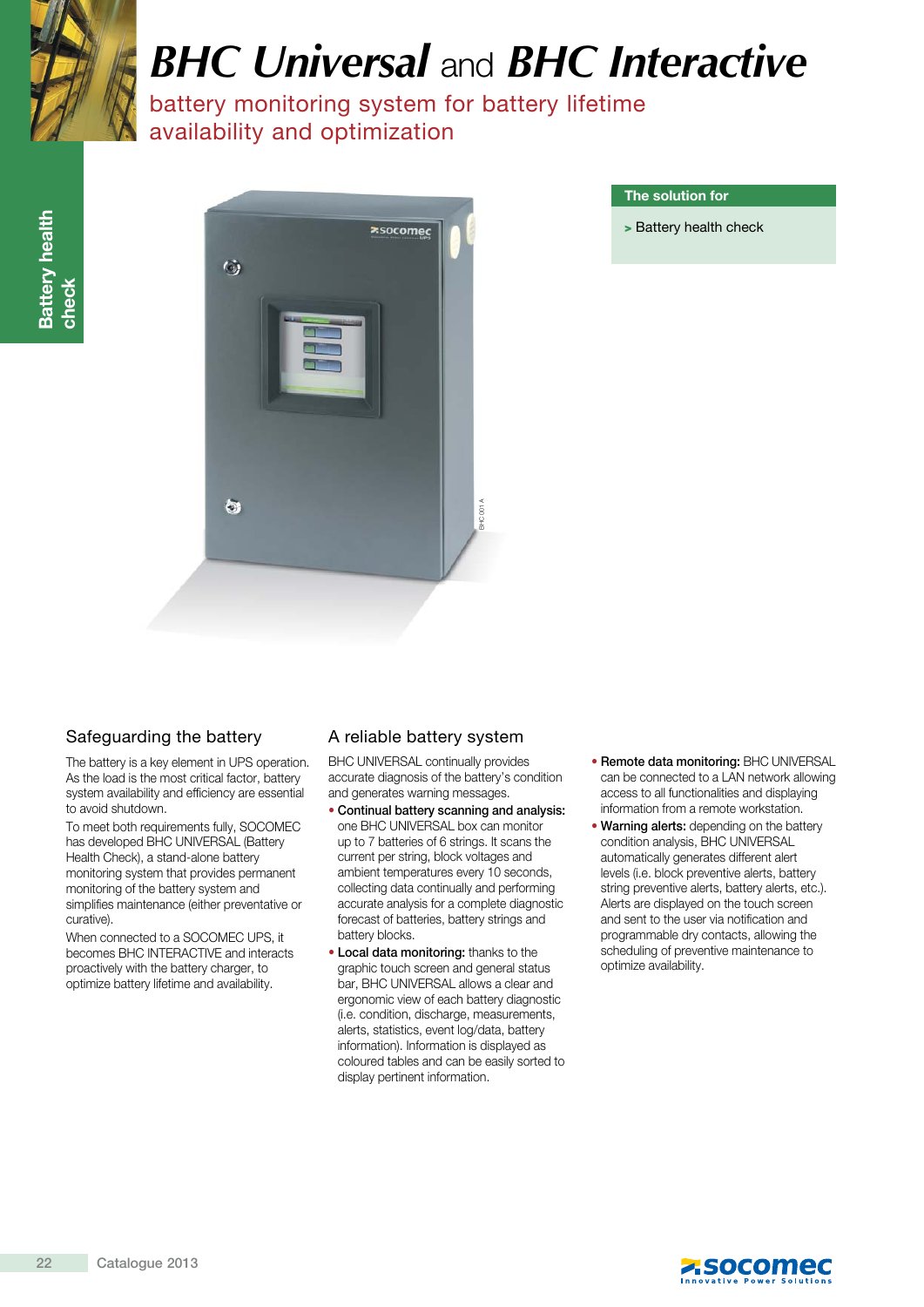# *BHC Universal* and *BHC Interactive*

## battery monitoring system for battery lifetime availability and optimization

**Battery health check**

**The solution for**

> Battery health check

### Safeguarding the battery

The battery is a key element in UPS operation. As the load is the most critical factor, battery system availability and efficiency are essential to avoid shutdown.

To meet both requirements fully, SOCOMEC has developed BHC UNIVERSAL (Battery Health Check), a stand-alone battery monitoring system that provides permanent monitoring of the battery system and simplifies maintenance (either preventative or curative).

When connected to a SOCOMEC UPS, it becomes BHC INTERACTIVE and interacts proactively with the battery charger, to optimize battery lifetime and availability.

### A reliable battery system

BHC UNIVERSAL continually provides accurate diagnosis of the battery's condition and generates warning messages.

- **Continual battery scanning and analysis:** one BHC UNIVERSAL box can monitor up to 7 batteries of 6 strings. It scans the current per string, block voltages and ambient temperatures every 10 seconds, collecting data continually and performing accurate analysis for a complete diagnostic forecast of batteries, battery strings and battery blocks.
- **Local data monitoring:** thanks to the graphic touch screen and general status bar, BHC UNIVERSAL allows a clear and ergonomic view of each battery diagnostic (i.e. condition, discharge, measurements, alerts, statistics, event log/data, battery information). Information is displayed as coloured tables and can be easily sorted to display pertinent information.
- **Remote data monitoring:** BHC UNIVERSAL can be connected to a LAN network allowing access to all functionalities and displaying information from a remote workstation.
- **Warning alerts:** depending on the battery condition analysis, BHC UNIVERSAL automatically generates different alert levels (i.e. block preventive alerts, battery string preventive alerts, battery alerts, etc.). Alerts are displayed on the touch screen and sent to the user via notification and programmable dry contacts, allowing the scheduling of preventive maintenance to optimize availability.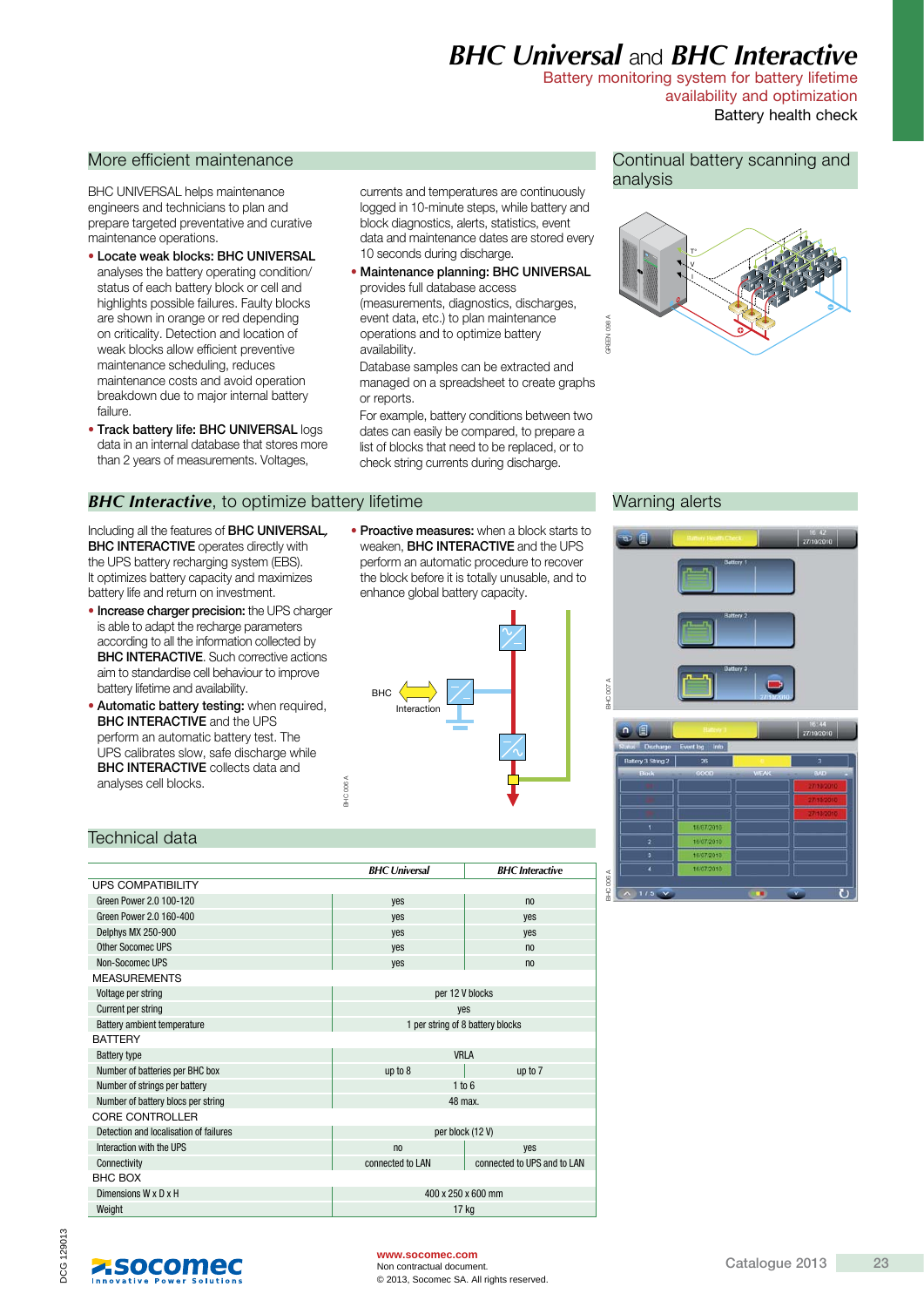# *BHC Universal* and *BHC Interactive*

Battery monitoring system for battery lifetime availability and optimization

Battery health check

## More efficient maintenance

BHC UNIVERSAL helps maintenance engineers and technicians to plan and prepare targeted preventative and curative maintenance operations.

- **Locate weak blocks: BHC UNIVERSAL** analyses the battery operating condition/status of each battery block or cell and highlights possible failures. Faulty blocks are shown in orange or red depending on criticality. Detection and location of weak blocks allow efficient preventive maintenance scheduling, reduces maintenance costs and avoid operation breakdown due to major internal battery failure.
- **Track battery life: BHC UNIVERSAL** logs data in an internal database that stores more than 2 years of measurements. Voltages, currents and temperatures are continuously logged in 10-minute steps, while battery and block diagnostics, alerts, statistics, event data and maintenance dates are stored every 10 seconds during discharge.
- **Maintenance planning: BHC UNIVERSAL** provides full database access (measurements, diagnostics, discharges, event data, etc.) to plan maintenance operations and to optimize battery availability.
  Database samples can be extracted and managed on a spreadsheet to create graphs or reports.
  For example, battery conditions between two dates can easily be compared, to prepare a list of blocks that need to be replaced, or to check string currents during discharge.

## Continual battery scanning and analysis

GREEN 098 A

## *BHC Interactive*, to optimize battery lifetime

Including all the features of **BHC UNIVERSAL**, **BHC INTERACTIVE** operates directly with the UPS battery recharging system (EBS). It optimizes battery capacity and maximizes battery life and return on investment.

- **Increase charger precision:** the UPS charger is able to adapt the recharge parameters according to all the information collected by **BHC INTERACTIVE**. Such corrective actions aim to standardise cell behaviour to improve battery lifetime and availability.
- **Automatic battery testing:** when required, **BHC INTERACTIVE** and the UPS perform an automatic battery test. The UPS calibrates slow, safe discharge while **BHC INTERACTIVE** collects data and analyses cell blocks.
- **Proactive measures:** when a block starts to weaken, **BHC INTERACTIVE** and the UPS perform an automatic procedure to recover the block before it is totally unusable, and to enhance global battery capacity.

BHC
Interaction

BHC 006 A

## Warning alerts

BHC 007 A

BHC 008 A

## Technical data

| | BHC Universal | BHC Interactive |
|---|---|---|
| **UPS COMPATIBILITY** | | |
| Green Power 2.0 100-120 | yes | no |
| Green Power 2.0 160-400 | yes | yes |
| Delphys MX 250-900 | yes | yes |
| Other Socomec UPS | yes | no |
| Non-Socomec UPS | yes | no |
| **MEASUREMENTS** | | |
| Voltage per string | per 12 V blocks | |
| Current per string | yes | |
| Battery ambient temperature | 1 per string of 8 battery blocks | |
| **BATTERY** | | |
| Battery type | VRLA | |
| Number of batteries per BHC box | up to 8 | up to 7 |
| Number of strings per battery | 1 to 6 | |
| Number of battery blocs per string | 48 max. | |
| **CORE CONTROLLER** | | |
| Detection and localisation of failures | per block (12 V) | |
| Interaction with the UPS | no | yes |
| Connectivity | connected to LAN | connected to UPS and to LAN |
| **BHC BOX** | | |
| Dimensions W x D x H | 400 x 250 x 600 mm | |
| Weight | 17 kg | |

DCG 129013

www.socomec.com
Non contractual document.
© 2013, Socomec SA. All rights reserved.

Catalogue 2013